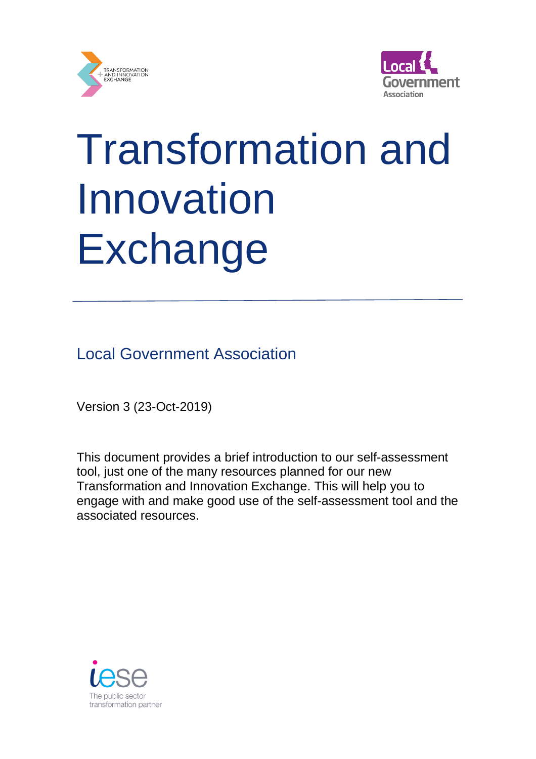# Transformation and Innovation Exchange

Local Government Association

Version 3 (23-Oct-2019)

This document provides a brief introduction to our self-assessment tool, just one of the many resources planned for our new Transformation and Innovation Exchange. This will help you to engage with and make good use of the self-assessment tool and the associated resources.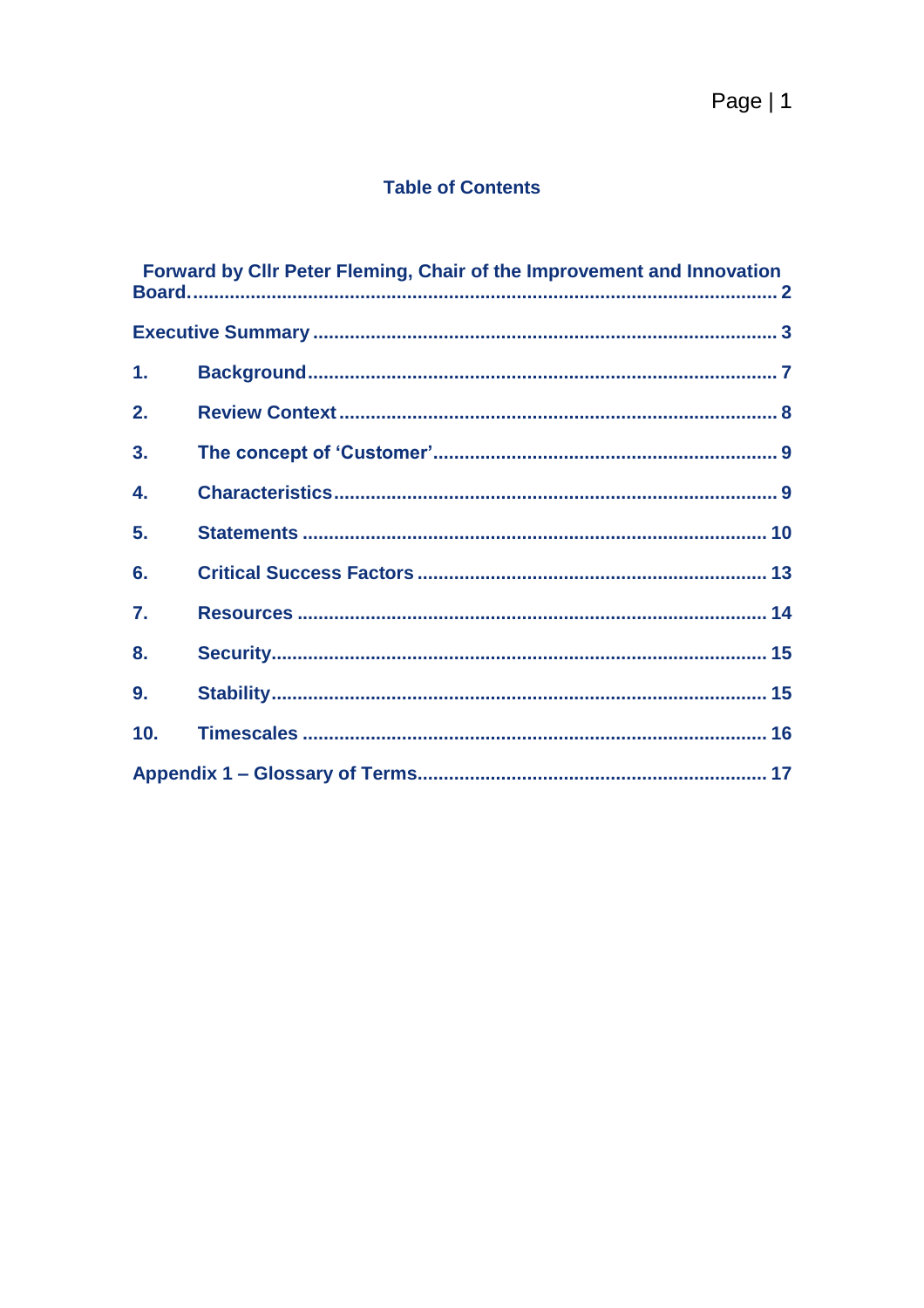## Table of Contents

**Forward by Cllr Peter Fleming, Chair of the Improvement and Innovation Board. 2**

**Executive Summary 3**

**1. Background 7**

**2. Review Context 8**

**3. The concept of 'Customer' 9**

**4. Characteristics 9**

**5. Statements 10**

**6. Critical Success Factors 13**

**7. Resources 14**

**8. Security 15**

**9. Stability 15**

**10. Timescales 16**

**Appendix 1 – Glossary of Terms 17**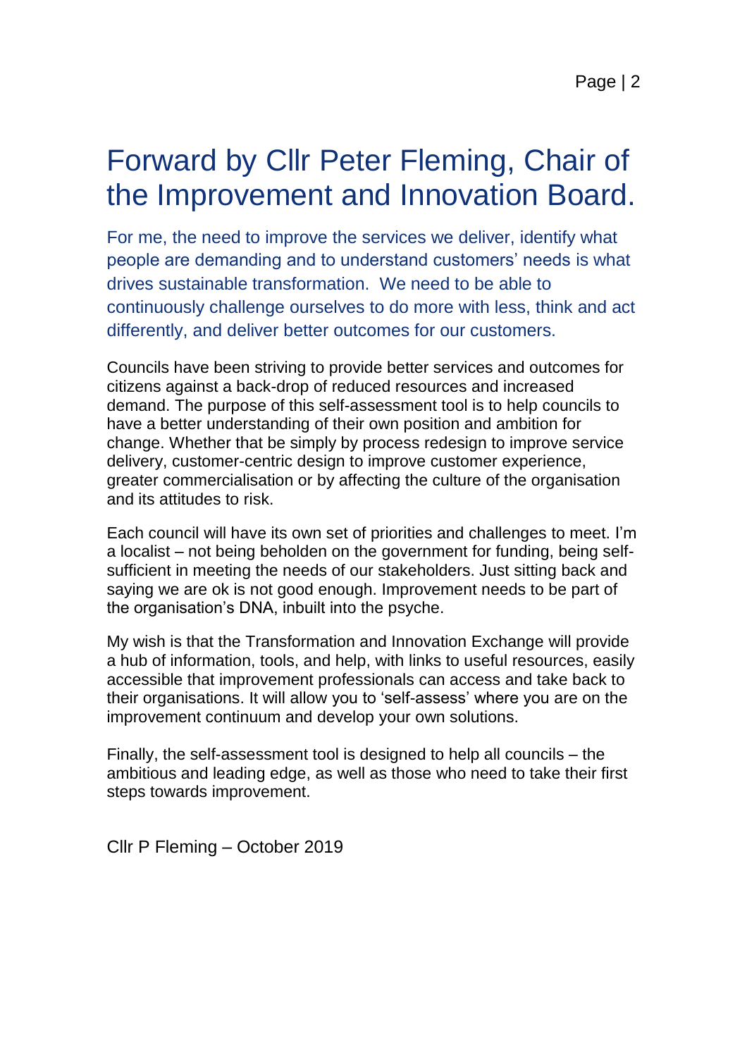# Forward by Cllr Peter Fleming, Chair of the Improvement and Innovation Board.

For me, the need to improve the services we deliver, identify what people are demanding and to understand customers' needs is what drives sustainable transformation. We need to be able to continuously challenge ourselves to do more with less, think and act differently, and deliver better outcomes for our customers.

Councils have been striving to provide better services and outcomes for citizens against a back-drop of reduced resources and increased demand. The purpose of this self-assessment tool is to help councils to have a better understanding of their own position and ambition for change. Whether that be simply by process redesign to improve service delivery, customer-centric design to improve customer experience, greater commercialisation or by affecting the culture of the organisation and its attitudes to risk.

Each council will have its own set of priorities and challenges to meet. I'm a localist – not being beholden on the government for funding, being self-sufficient in meeting the needs of our stakeholders. Just sitting back and saying we are ok is not good enough. Improvement needs to be part of the organisation's DNA, inbuilt into the psyche.

My wish is that the Transformation and Innovation Exchange will provide a hub of information, tools, and help, with links to useful resources, easily accessible that improvement professionals can access and take back to their organisations. It will allow you to 'self-assess' where you are on the improvement continuum and develop your own solutions.

Finally, the self-assessment tool is designed to help all councils – the ambitious and leading edge, as well as those who need to take their first steps towards improvement.

Cllr P Fleming – October 2019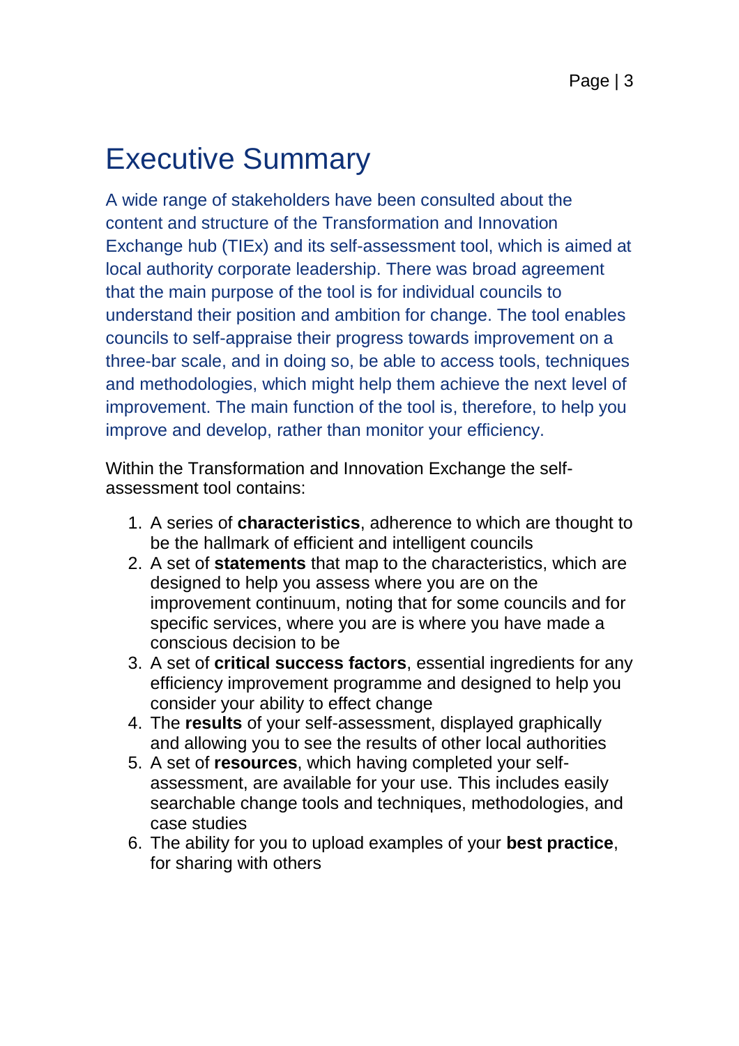# Executive Summary

A wide range of stakeholders have been consulted about the content and structure of the Transformation and Innovation Exchange hub (TIEx) and its self-assessment tool, which is aimed at local authority corporate leadership. There was broad agreement that the main purpose of the tool is for individual councils to understand their position and ambition for change. The tool enables councils to self-appraise their progress towards improvement on a three-bar scale, and in doing so, be able to access tools, techniques and methodologies, which might help them achieve the next level of improvement. The main function of the tool is, therefore, to help you improve and develop, rather than monitor your efficiency.

Within the Transformation and Innovation Exchange the self-assessment tool contains:

1. A series of **characteristics**, adherence to which are thought to be the hallmark of efficient and intelligent councils
2. A set of **statements** that map to the characteristics, which are designed to help you assess where you are on the improvement continuum, noting that for some councils and for specific services, where you are is where you have made a conscious decision to be
3. A set of **critical success factors**, essential ingredients for any efficiency improvement programme and designed to help you consider your ability to effect change
4. The **results** of your self-assessment, displayed graphically and allowing you to see the results of other local authorities
5. A set of **resources**, which having completed your self-assessment, are available for your use. This includes easily searchable change tools and techniques, methodologies, and case studies
6. The ability for you to upload examples of your **best practice**, for sharing with others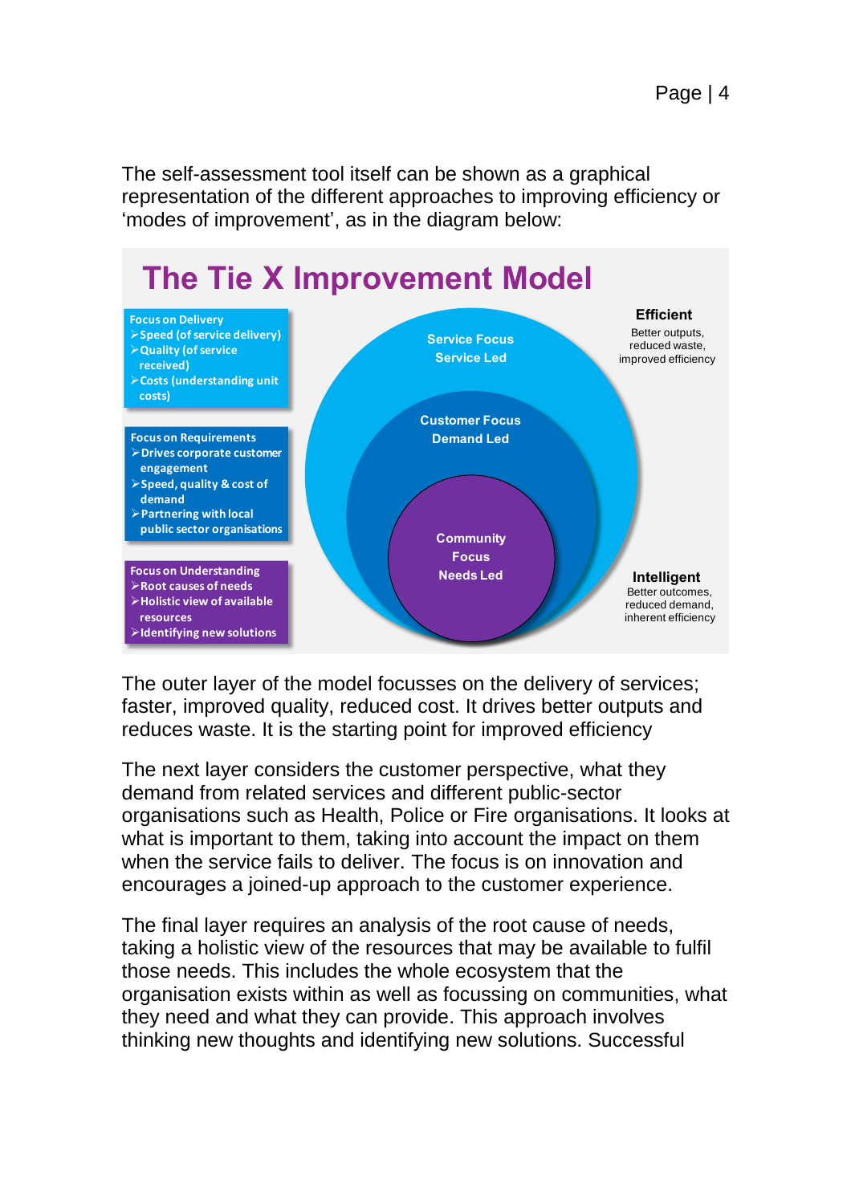The self-assessment tool itself can be shown as a graphical representation of the different approaches to improving efficiency or 'modes of improvement', as in the diagram below:

## The Tie X Improvement Model

**Focus on Delivery**
- Speed (of service delivery)
- Quality (of service received)
- Costs (understanding unit costs)

**Focus on Requirements**
- Drives corporate customer engagement
- Speed, quality & cost of demand
- Partnering with local public sector organisations

**Focus on Understanding**
- Root causes of needs
- Holistic view of available resources
- Identifying new solutions

Service Focus
Service Led

Customer Focus
Demand Led

Community Focus
Needs Led

**Efficient**
Better outputs, reduced waste, improved efficiency

**Intelligent**
Better outcomes, reduced demand, inherent efficiency

The outer layer of the model focusses on the delivery of services; faster, improved quality, reduced cost. It drives better outputs and reduces waste. It is the starting point for improved efficiency

The next layer considers the customer perspective, what they demand from related services and different public-sector organisations such as Health, Police or Fire organisations. It looks at what is important to them, taking into account the impact on them when the service fails to deliver. The focus is on innovation and encourages a joined-up approach to the customer experience.

The final layer requires an analysis of the root cause of needs, taking a holistic view of the resources that may be available to fulfil those needs. This includes the whole ecosystem that the organisation exists within as well as focussing on communities, what they need and what they can provide. This approach involves thinking new thoughts and identifying new solutions. Successful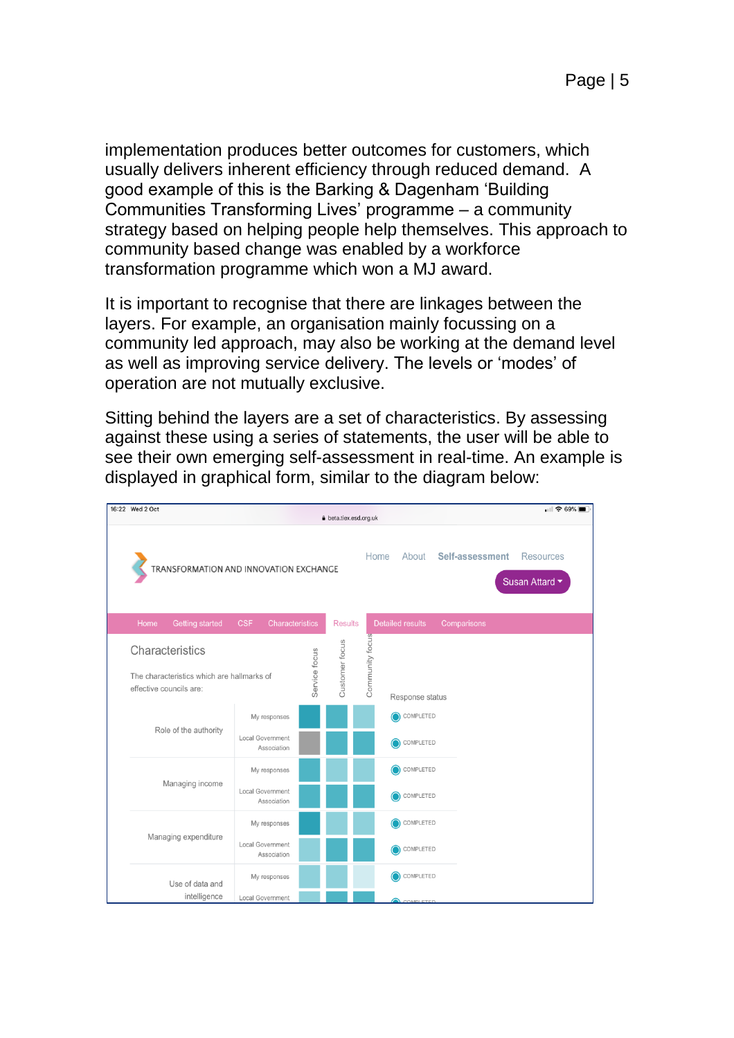implementation produces better outcomes for customers, which usually delivers inherent efficiency through reduced demand. A good example of this is the Barking & Dagenham 'Building Communities Transforming Lives' programme – a community strategy based on helping people help themselves. This approach to community based change was enabled by a workforce transformation programme which won a MJ award.

It is important to recognise that there are linkages between the layers. For example, an organisation mainly focussing on a community led approach, may also be working at the demand level as well as improving service delivery. The levels or 'modes' of operation are not mutually exclusive.

Sitting behind the layers are a set of characteristics. By assessing against these using a series of statements, the user will be able to see their own emerging self-assessment in real-time. An example is displayed in graphical form, similar to the diagram below: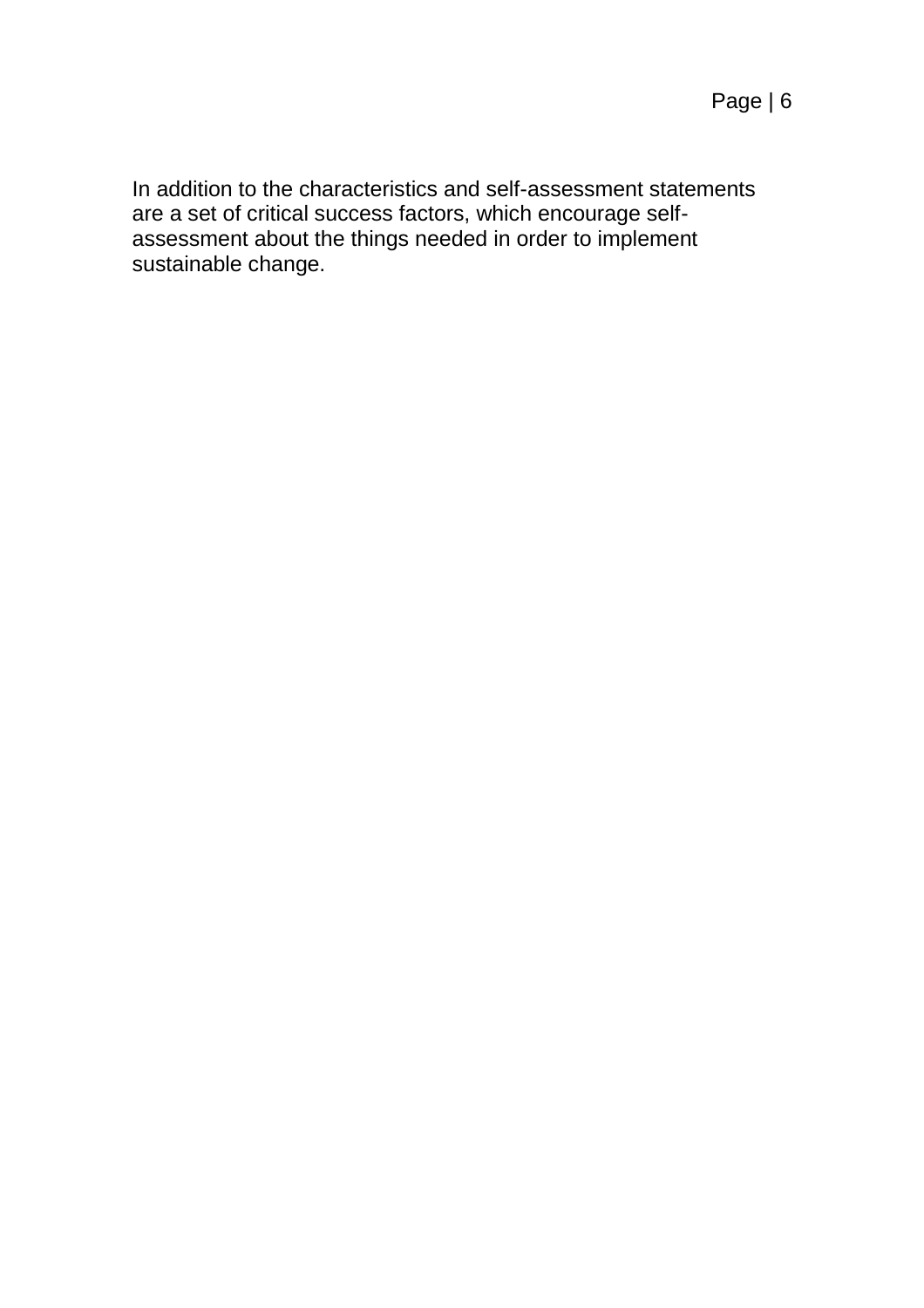In addition to the characteristics and self-assessment statements are a set of critical success factors, which encourage self-assessment about the things needed in order to implement sustainable change.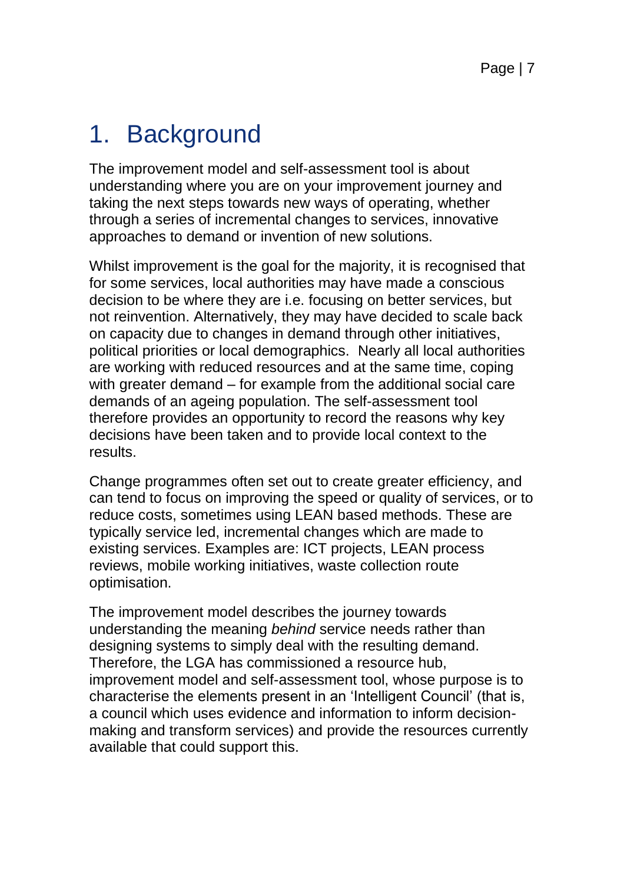# 1. Background

The improvement model and self-assessment tool is about understanding where you are on your improvement journey and taking the next steps towards new ways of operating, whether through a series of incremental changes to services, innovative approaches to demand or invention of new solutions.

Whilst improvement is the goal for the majority, it is recognised that for some services, local authorities may have made a conscious decision to be where they are i.e. focusing on better services, but not reinvention. Alternatively, they may have decided to scale back on capacity due to changes in demand through other initiatives, political priorities or local demographics. Nearly all local authorities are working with reduced resources and at the same time, coping with greater demand – for example from the additional social care demands of an ageing population. The self-assessment tool therefore provides an opportunity to record the reasons why key decisions have been taken and to provide local context to the results.

Change programmes often set out to create greater efficiency, and can tend to focus on improving the speed or quality of services, or to reduce costs, sometimes using LEAN based methods. These are typically service led, incremental changes which are made to existing services. Examples are: ICT projects, LEAN process reviews, mobile working initiatives, waste collection route optimisation.

The improvement model describes the journey towards understanding the meaning *behind* service needs rather than designing systems to simply deal with the resulting demand. Therefore, the LGA has commissioned a resource hub, improvement model and self-assessment tool, whose purpose is to characterise the elements present in an 'Intelligent Council' (that is, a council which uses evidence and information to inform decision-making and transform services) and provide the resources currently available that could support this.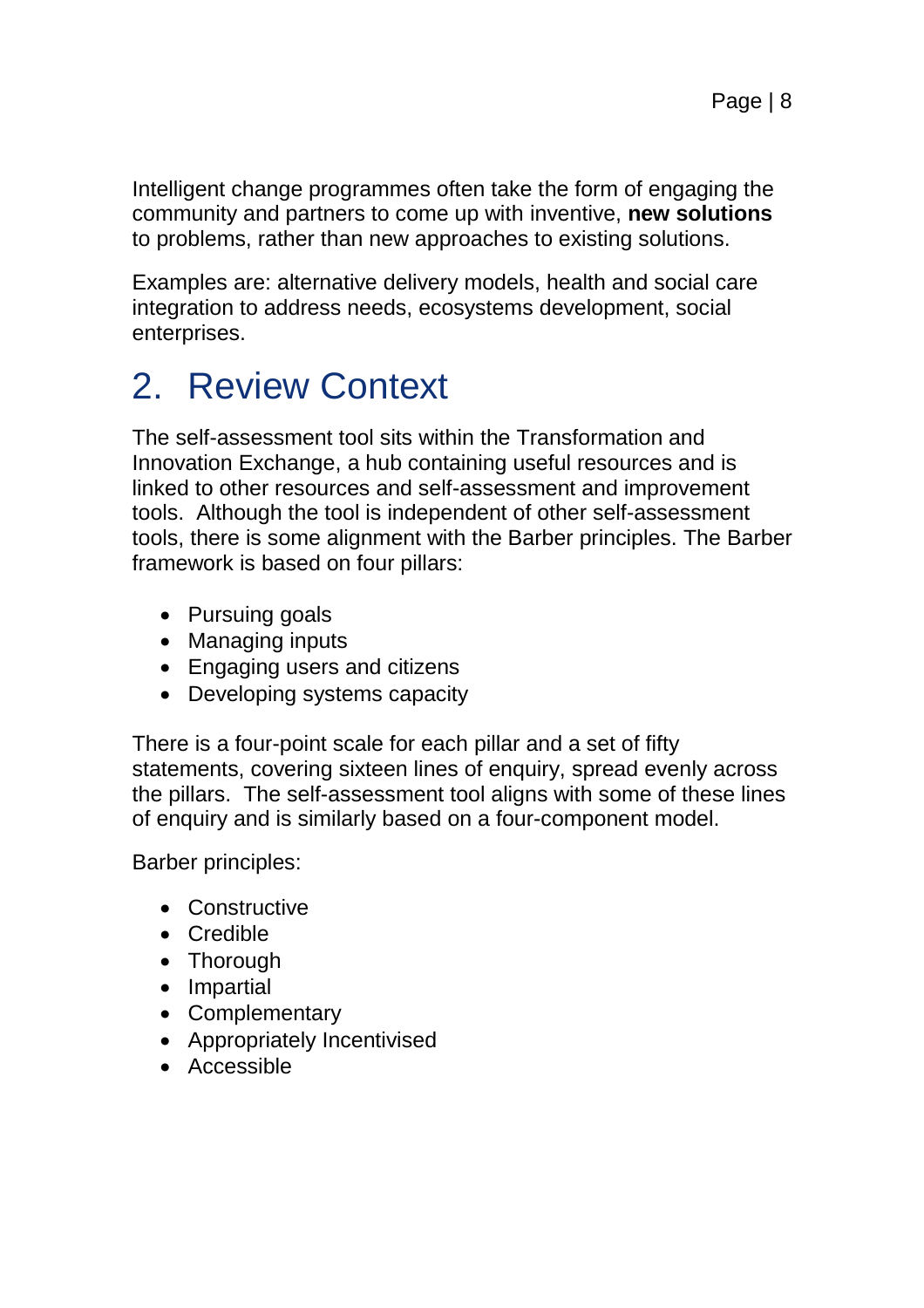Intelligent change programmes often take the form of engaging the community and partners to come up with inventive, **new solutions** to problems, rather than new approaches to existing solutions.

Examples are: alternative delivery models, health and social care integration to address needs, ecosystems development, social enterprises.

## 2. Review Context

The self-assessment tool sits within the Transformation and Innovation Exchange, a hub containing useful resources and is linked to other resources and self-assessment and improvement tools. Although the tool is independent of other self-assessment tools, there is some alignment with the Barber principles. The Barber framework is based on four pillars:

- Pursuing goals
- Managing inputs
- Engaging users and citizens
- Developing systems capacity

There is a four-point scale for each pillar and a set of fifty statements, covering sixteen lines of enquiry, spread evenly across the pillars. The self-assessment tool aligns with some of these lines of enquiry and is similarly based on a four-component model.

Barber principles:

- Constructive
- Credible
- Thorough
- Impartial
- Complementary
- Appropriately Incentivised
- Accessible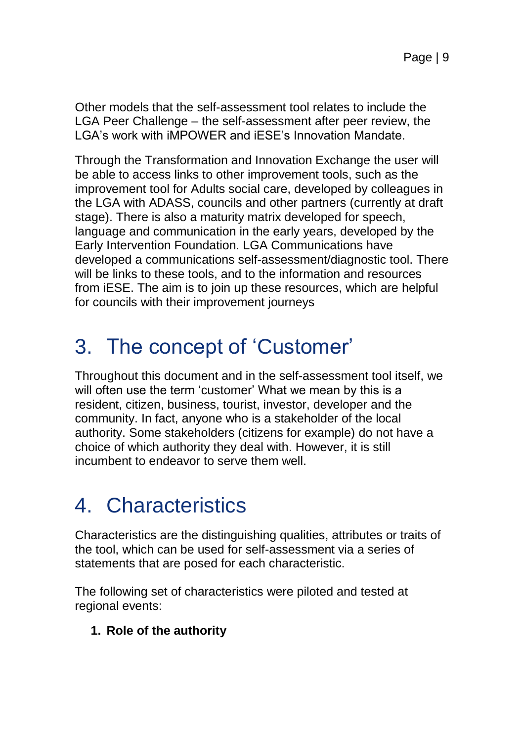Other models that the self-assessment tool relates to include the LGA Peer Challenge – the self-assessment after peer review, the LGA's work with iMPOWER and iESE's Innovation Mandate.

Through the Transformation and Innovation Exchange the user will be able to access links to other improvement tools, such as the improvement tool for Adults social care, developed by colleagues in the LGA with ADASS, councils and other partners (currently at draft stage). There is also a maturity matrix developed for speech, language and communication in the early years, developed by the Early Intervention Foundation. LGA Communications have developed a communications self-assessment/diagnostic tool. There will be links to these tools, and to the information and resources from iESE. The aim is to join up these resources, which are helpful for councils with their improvement journeys

# 3. The concept of 'Customer'

Throughout this document and in the self-assessment tool itself, we will often use the term 'customer' What we mean by this is a resident, citizen, business, tourist, investor, developer and the community. In fact, anyone who is a stakeholder of the local authority. Some stakeholders (citizens for example) do not have a choice of which authority they deal with. However, it is still incumbent to endeavor to serve them well.

# 4. Characteristics

Characteristics are the distinguishing qualities, attributes or traits of the tool, which can be used for self-assessment via a series of statements that are posed for each characteristic.

The following set of characteristics were piloted and tested at regional events:

1. **Role of the authority**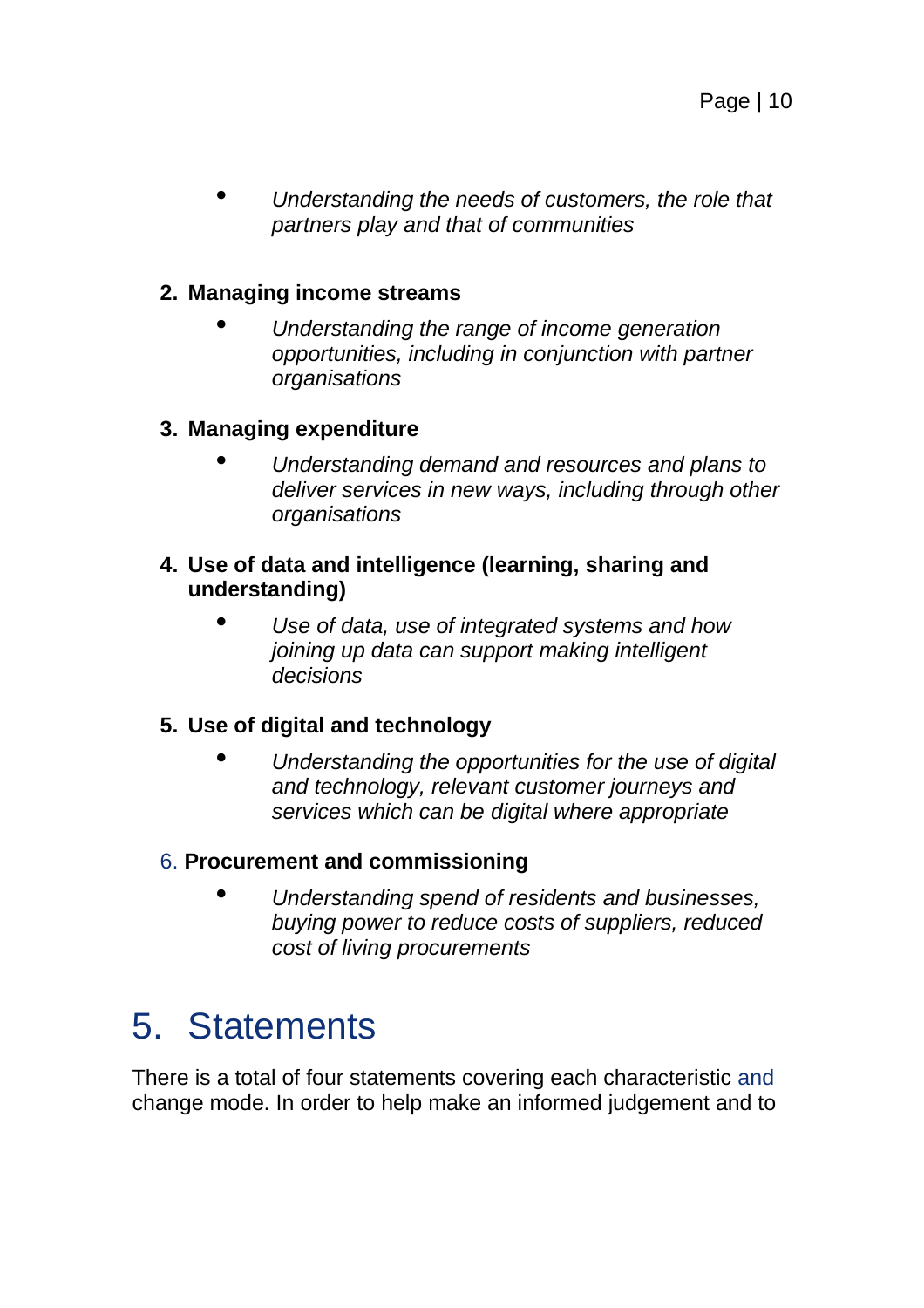- *Understanding the needs of customers, the role that partners play and that of communities*

2. **Managing income streams**
    - *Understanding the range of income generation opportunities, including in conjunction with partner organisations*

3. **Managing expenditure**
    - *Understanding demand and resources and plans to deliver services in new ways, including through other organisations*

4. **Use of data and intelligence (learning, sharing and understanding)**
    - *Use of data, use of integrated systems and how joining up data can support making intelligent decisions*

5. **Use of digital and technology**
    - *Understanding the opportunities for the use of digital and technology, relevant customer journeys and services which can be digital where appropriate*

6. **Procurement and commissioning**
    - *Understanding spend of residents and businesses, buying power to reduce costs of suppliers, reduced cost of living procurements*

# 5. Statements

There is a total of four statements covering each characteristic and change mode. In order to help make an informed judgement and to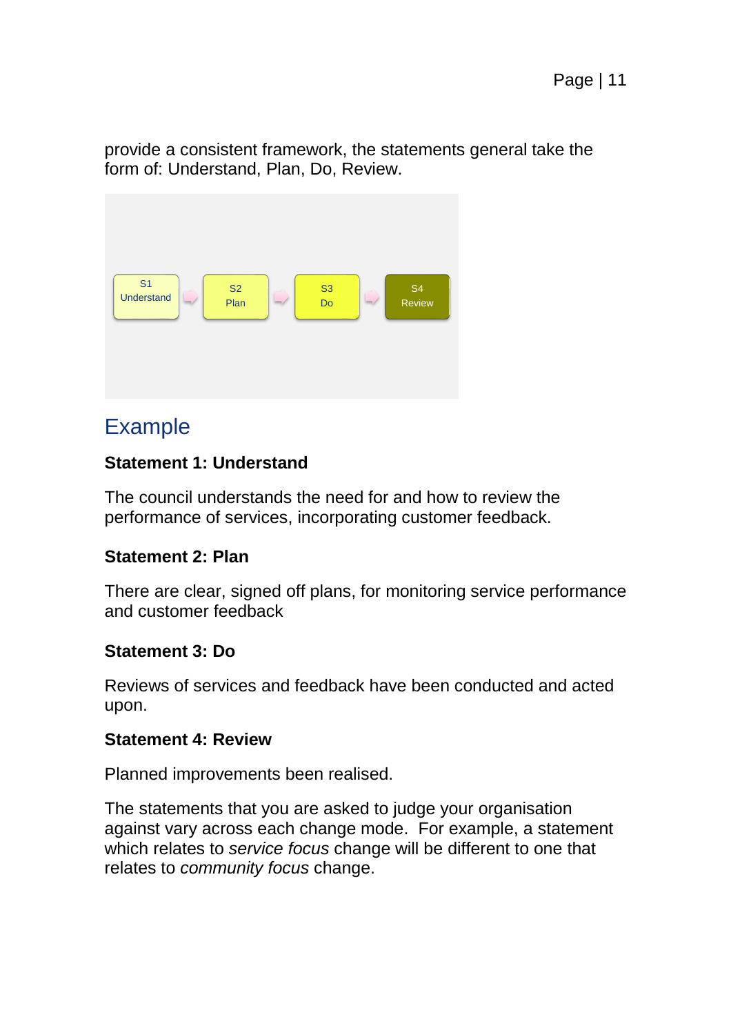provide a consistent framework, the statements general take the form of: Understand, Plan, Do, Review.

S1 Understand → S2 Plan → S3 Do → S4 Review

## Example

**Statement 1: Understand**

The council understands the need for and how to review the performance of services, incorporating customer feedback.

**Statement 2: Plan**

There are clear, signed off plans, for monitoring service performance and customer feedback

**Statement 3: Do**

Reviews of services and feedback have been conducted and acted upon.

**Statement 4: Review**

Planned improvements been realised.

The statements that you are asked to judge your organisation against vary across each change mode. For example, a statement which relates to *service focus* change will be different to one that relates to *community focus* change.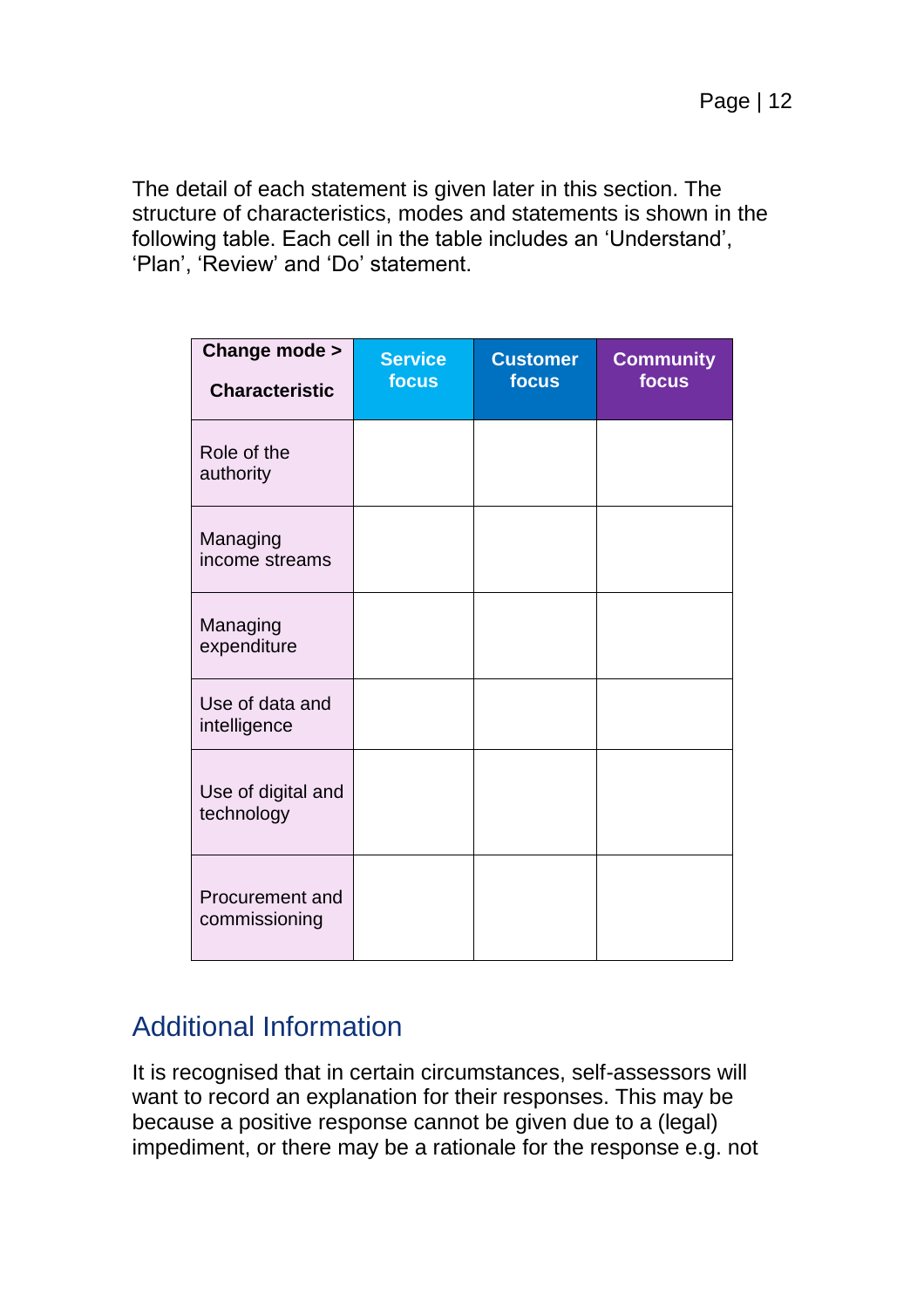The detail of each statement is given later in this section. The structure of characteristics, modes and statements is shown in the following table. Each cell in the table includes an 'Understand', 'Plan', 'Review' and 'Do' statement.

| **Change mode >**<br><br>**Characteristic** | **Service focus** | **Customer focus** | **Community focus** |
|---|---|---|---|
| Role of the authority | | | |
| Managing income streams | | | |
| Managing expenditure | | | |
| Use of data and intelligence | | | |
| Use of digital and technology | | | |
| Procurement and commissioning | | | |

## Additional Information

It is recognised that in certain circumstances, self-assessors will want to record an explanation for their responses. This may be because a positive response cannot be given due to a (legal) impediment, or there may be a rationale for the response e.g. not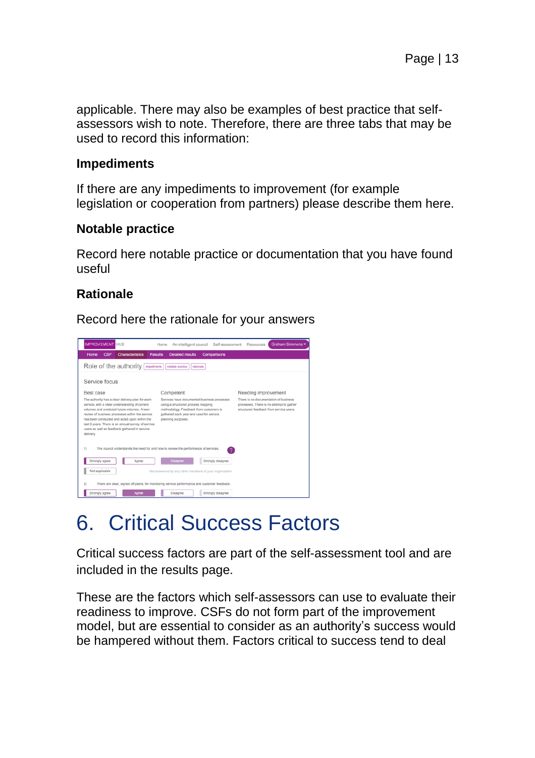applicable. There may also be examples of best practice that self-assessors wish to note. Therefore, there are three tabs that may be used to record this information:

### Impediments

If there are any impediments to improvement (for example legislation or cooperation from partners) please describe them here.

### Notable practice

Record here notable practice or documentation that you have found useful

### Rationale

Record here the rationale for your answers

# 6. Critical Success Factors

Critical success factors are part of the self-assessment tool and are included in the results page.

These are the factors which self-assessors can use to evaluate their readiness to improve. CSFs do not form part of the improvement model, but are essential to consider as an authority's success would be hampered without them. Factors critical to success tend to deal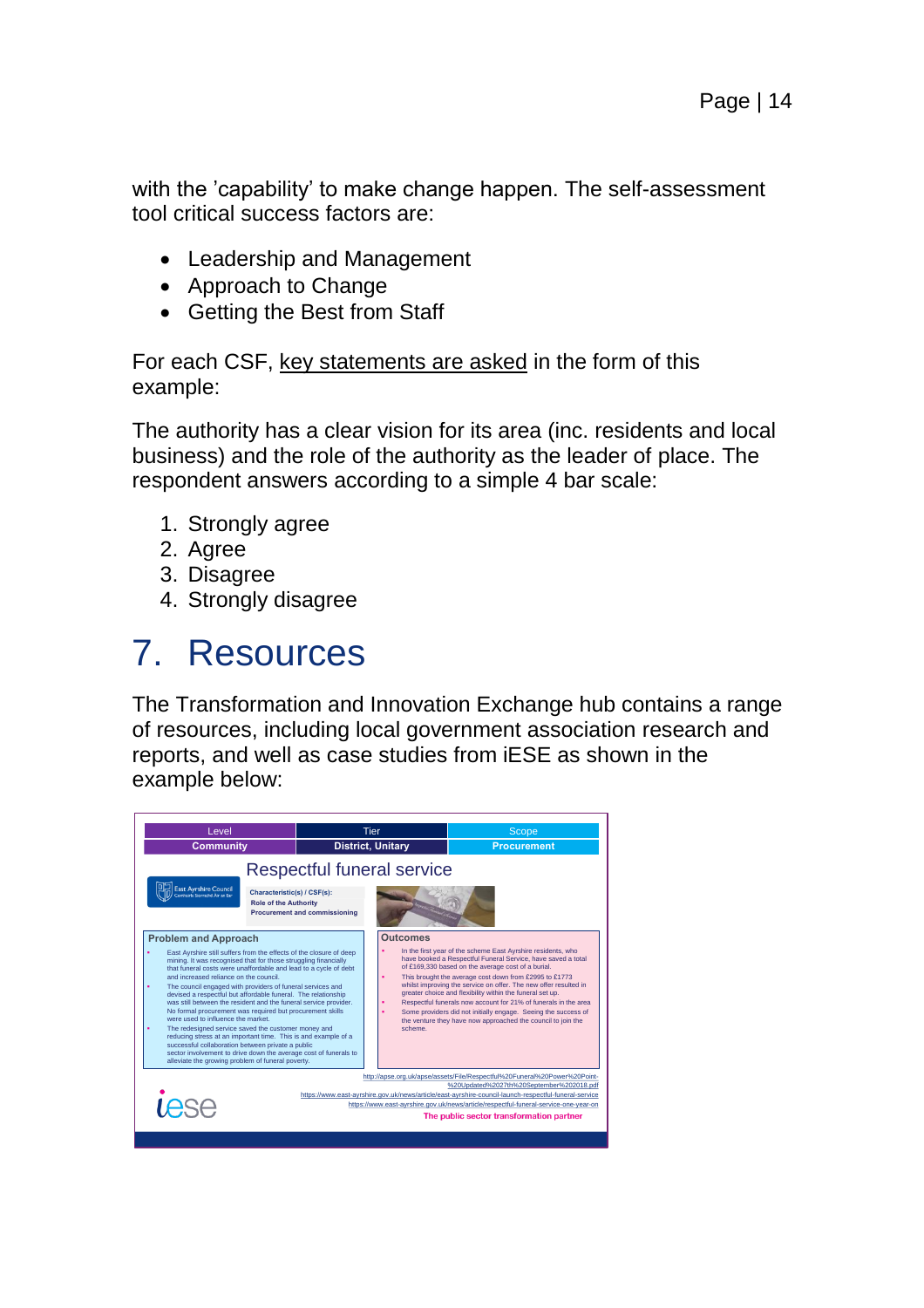with the 'capability' to make change happen. The self-assessment tool critical success factors are:

- Leadership and Management
- Approach to Change
- Getting the Best from Staff

For each CSF, key statements are asked in the form of this example:

The authority has a clear vision for its area (inc. residents and local business) and the role of the authority as the leader of place. The respondent answers according to a simple 4 bar scale:

1. Strongly agree
2. Agree
3. Disagree
4. Strongly disagree

# 7. Resources

The Transformation and Innovation Exchange hub contains a range of resources, including local government association research and reports, and well as case studies from iESE as shown in the example below:

| Level | Tier | Scope |
| --- | --- | --- |
| **Community** | **District, Unitary** | **Procurement** |

## Respectful funeral service

East Ayrshire Council

**Characteristic(s) / CSF(s):**
**Role of the Authority**
**Procurement and commissioning**

**Problem and Approach**

- East Ayrshire still suffers from the effects of the closure of deep mining. It was recognised that for those struggling financially that funeral costs were unaffordable and lead to a cycle of debt and increased reliance on the council.
- The council engaged with providers of funeral services and devised a respectful but affordable funeral. The relationship was still between the resident and the funeral service provider. No formal procurement was required but procurement skills were used to influence the market.
- The redesigned service saved the customer money and reducing stress at an important time. This is and example of a successful collaboration between private a public sector involvement to drive down the average cost of funerals to alleviate the growing problem of funeral poverty.

**Outcomes**

- In the first year of the scheme East Ayrshire residents, who have booked a Respectful Funeral Service, have saved a total of £169,330 based on the average cost of a burial.
- This brought the average cost down from £2995 to £1773 whilst improving the service on offer. The new offer resulted in greater choice and flexibility within the funeral set up.
- Respectful funerals now account for 21% of funerals in the area
- Some providers did not initially engage. Seeing the success of the venture they have now approached the council to join the scheme.

http://apse.org.uk/apse/assets/File/Respectful%20Funeral%20Power%20Point-%20Updated%2027th%20September%202018.pdf
https://www.east-ayrshire.gov.uk/news/article/east-ayrshire-council-launch-respectful-funeral-service
https://www.east-ayrshire.gov.uk/news/article/respectful-funeral-service-one-year-on

iese

**The public sector transformation partner**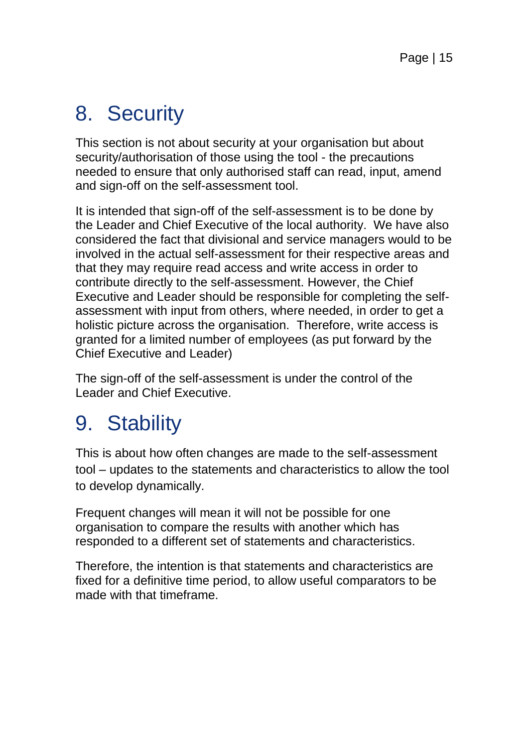# 8. Security

This section is not about security at your organisation but about security/authorisation of those using the tool - the precautions needed to ensure that only authorised staff can read, input, amend and sign-off on the self-assessment tool.

It is intended that sign-off of the self-assessment is to be done by the Leader and Chief Executive of the local authority. We have also considered the fact that divisional and service managers would to be involved in the actual self-assessment for their respective areas and that they may require read access and write access in order to contribute directly to the self-assessment. However, the Chief Executive and Leader should be responsible for completing the self-assessment with input from others, where needed, in order to get a holistic picture across the organisation. Therefore, write access is granted for a limited number of employees (as put forward by the Chief Executive and Leader)

The sign-off of the self-assessment is under the control of the Leader and Chief Executive.

# 9. Stability

This is about how often changes are made to the self-assessment tool – updates to the statements and characteristics to allow the tool to develop dynamically.

Frequent changes will mean it will not be possible for one organisation to compare the results with another which has responded to a different set of statements and characteristics.

Therefore, the intention is that statements and characteristics are fixed for a definitive time period, to allow useful comparators to be made with that timeframe.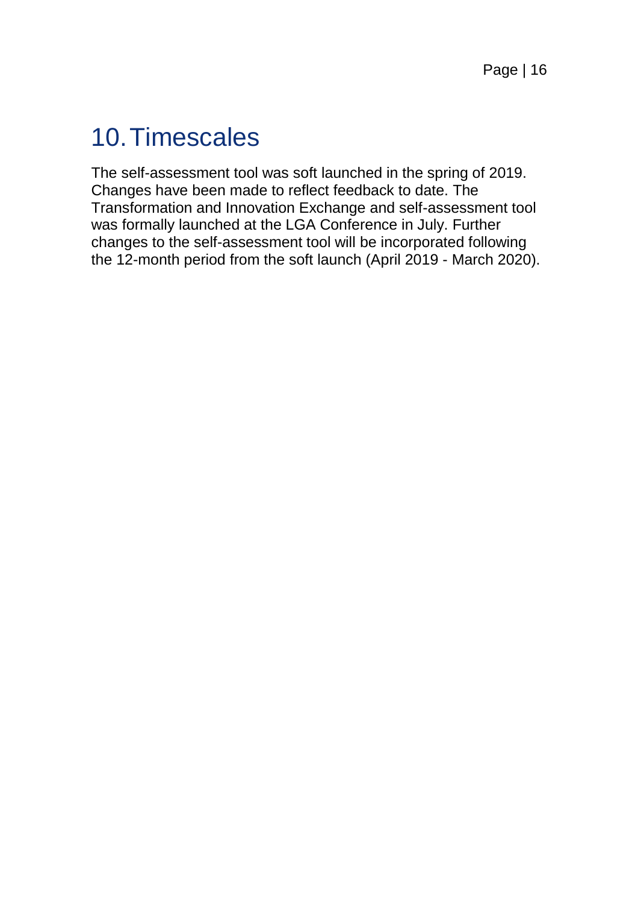# 10. Timescales

The self-assessment tool was soft launched in the spring of 2019. Changes have been made to reflect feedback to date. The Transformation and Innovation Exchange and self-assessment tool was formally launched at the LGA Conference in July. Further changes to the self-assessment tool will be incorporated following the 12-month period from the soft launch (April 2019 - March 2020).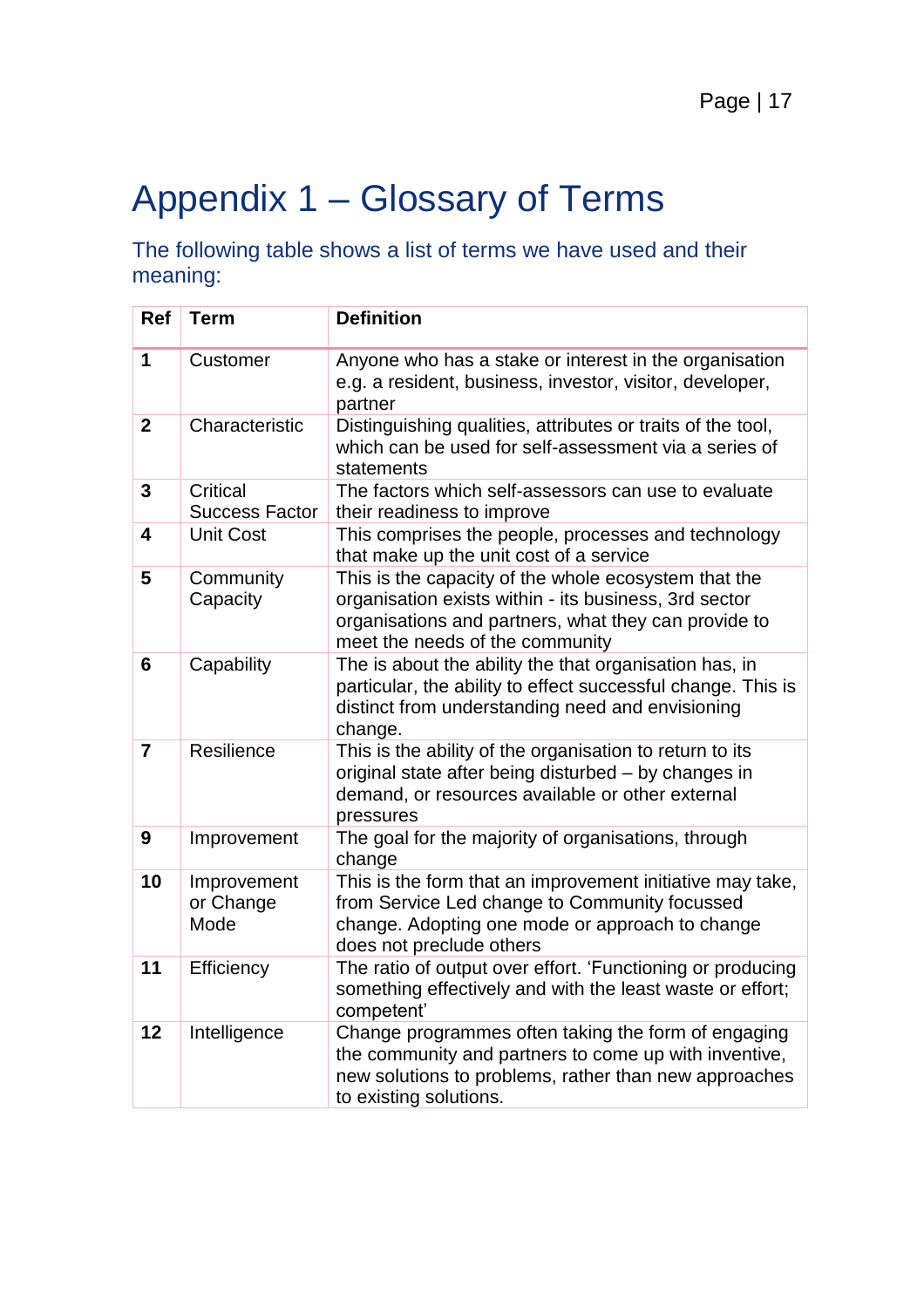# Appendix 1 – Glossary of Terms

## The following table shows a list of terms we have used and their meaning:

| Ref | Term | Definition |
|---|---|---|
| **1** | Customer | Anyone who has a stake or interest in the organisation e.g. a resident, business, investor, visitor, developer, partner |
| **2** | Characteristic | Distinguishing qualities, attributes or traits of the tool, which can be used for self-assessment via a series of statements |
| **3** | Critical Success Factor | The factors which self-assessors can use to evaluate their readiness to improve |
| **4** | Unit Cost | This comprises the people, processes and technology that make up the unit cost of a service |
| **5** | Community Capacity | This is the capacity of the whole ecosystem that the organisation exists within - its business, 3rd sector organisations and partners, what they can provide to meet the needs of the community |
| **6** | Capability | The is about the ability the that organisation has, in particular, the ability to effect successful change. This is distinct from understanding need and envisioning change. |
| **7** | Resilience | This is the ability of the organisation to return to its original state after being disturbed – by changes in demand, or resources available or other external pressures |
| **9** | Improvement | The goal for the majority of organisations, through change |
| **10** | Improvement or Change Mode | This is the form that an improvement initiative may take, from Service Led change to Community focussed change. Adopting one mode or approach to change does not preclude others |
| **11** | Efficiency | The ratio of output over effort. 'Functioning or producing something effectively and with the least waste or effort; competent' |
| **12** | Intelligence | Change programmes often taking the form of engaging the community and partners to come up with inventive, new solutions to problems, rather than new approaches to existing solutions. |